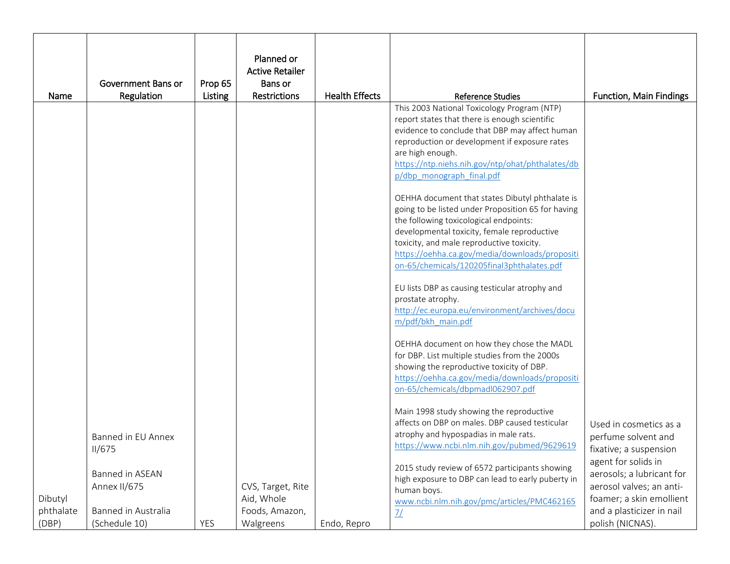| Name | Government Bans or Regulation | Prop 65 Listing | Planned or Active Retailer Bans or Restrictions | Health Effects | Reference Studies | Function, Main Findings |
|---|---|---|---|---|---|---|
| Dibutyl phthalate (DBP) | Banned in EU Annex II/675<br><br>Banned in ASEAN Annex II/675<br><br>Banned in Australia (Schedule 10) | YES | CVS, Target, Rite Aid, Whole Foods, Amazon, Walgreens | Endo, Repro | This 2003 National Toxicology Program (NTP) report states that there is enough scientific evidence to conclude that DBP may affect human reproduction or development if exposure rates are high enough. https://ntp.niehs.nih.gov/ntp/ohat/phthalates/dbp/dbp_monograph_final.pdf<br><br>OEHHA document that states Dibutyl phthalate is going to be listed under Proposition 65 for having the following toxicological endpoints: developmental toxicity, female reproductive toxicity, and male reproductive toxicity. https://oehha.ca.gov/media/downloads/proposition-65/chemicals/120205final3phthalates.pdf<br><br>EU lists DBP as causing testicular atrophy and prostate atrophy. http://ec.europa.eu/environment/archives/docum/pdf/bkh_main.pdf<br><br>OEHHA document on how they chose the MADL for DBP. List multiple studies from the 2000s showing the reproductive toxicity of DBP. https://oehha.ca.gov/media/downloads/proposition-65/chemicals/dbpmadl062907.pdf<br><br>Main 1998 study showing the reproductive affects on DBP on males. DBP caused testicular atrophy and hypospadias in male rats. https://www.ncbi.nlm.nih.gov/pubmed/9629619<br><br>2015 study review of 6572 participants showing high exposure to DBP can lead to early puberty in human boys. www.ncbi.nlm.nih.gov/pmc/articles/PMC4621657/ | Used in cosmetics as a perfume solvent and fixative; a suspension agent for solids in aerosols; a lubricant for aerosol valves; an anti-foamer; a skin emollient and a plasticizer in nail polish (NICNAS). |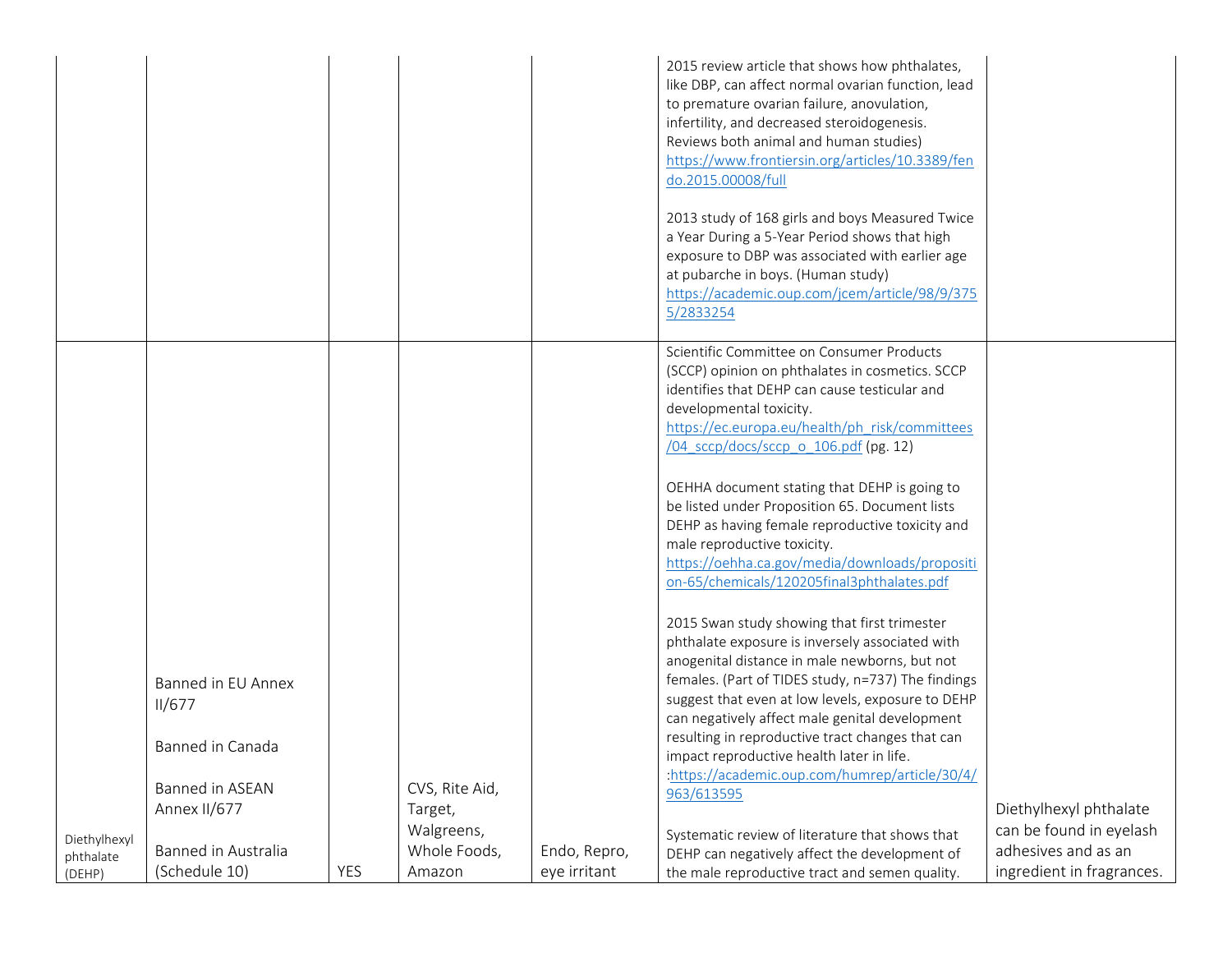| | | | | | | |
|---|---|---|---|---|---|---|
| | | | | | 2015 review article that shows how phthalates, like DBP, can affect normal ovarian function, lead to premature ovarian failure, anovulation, infertility, and decreased steroidogenesis. Reviews both animal and human studies) https://www.frontiersin.org/articles/10.3389/fendo.2015.00008/full<br><br>2013 study of 168 girls and boys Measured Twice a Year During a 5-Year Period shows that high exposure to DBP was associated with earlier age at pubarche in boys. (Human study) https://academic.oup.com/jcem/article/98/9/3755/2833254 | |
| Diethylhexyl phthalate (DEHP) | Banned in EU Annex II/677<br><br>Banned in Canada<br><br>Banned in ASEAN Annex II/677<br><br>Banned in Australia (Schedule 10) | YES | CVS, Rite Aid, Target, Walgreens, Whole Foods, Amazon | Endo, Repro, eye irritant | Scientific Committee on Consumer Products (SCCP) opinion on phthalates in cosmetics. SCCP identifies that DEHP can cause testicular and developmental toxicity. https://ec.europa.eu/health/ph_risk/committees/04_sccp/docs/sccp_o_106.pdf (pg. 12)<br><br>OEHHA document stating that DEHP is going to be listed under Proposition 65. Document lists DEHP as having female reproductive toxicity and male reproductive toxicity. https://oehha.ca.gov/media/downloads/proposition-65/chemicals/120205final3phthalates.pdf<br><br>2015 Swan study showing that first trimester phthalate exposure is inversely associated with anogenital distance in male newborns, but not females. (Part of TIDES study, n=737) The findings suggest that even at low levels, exposure to DEHP can negatively affect male genital development resulting in reproductive tract changes that can impact reproductive health later in life. :https://academic.oup.com/humrep/article/30/4/963/613595<br><br>Systematic review of literature that shows that DEHP can negatively affect the development of the male reproductive tract and semen quality. | Diethylhexyl phthalate can be found in eyelash adhesives and as an ingredient in fragrances. |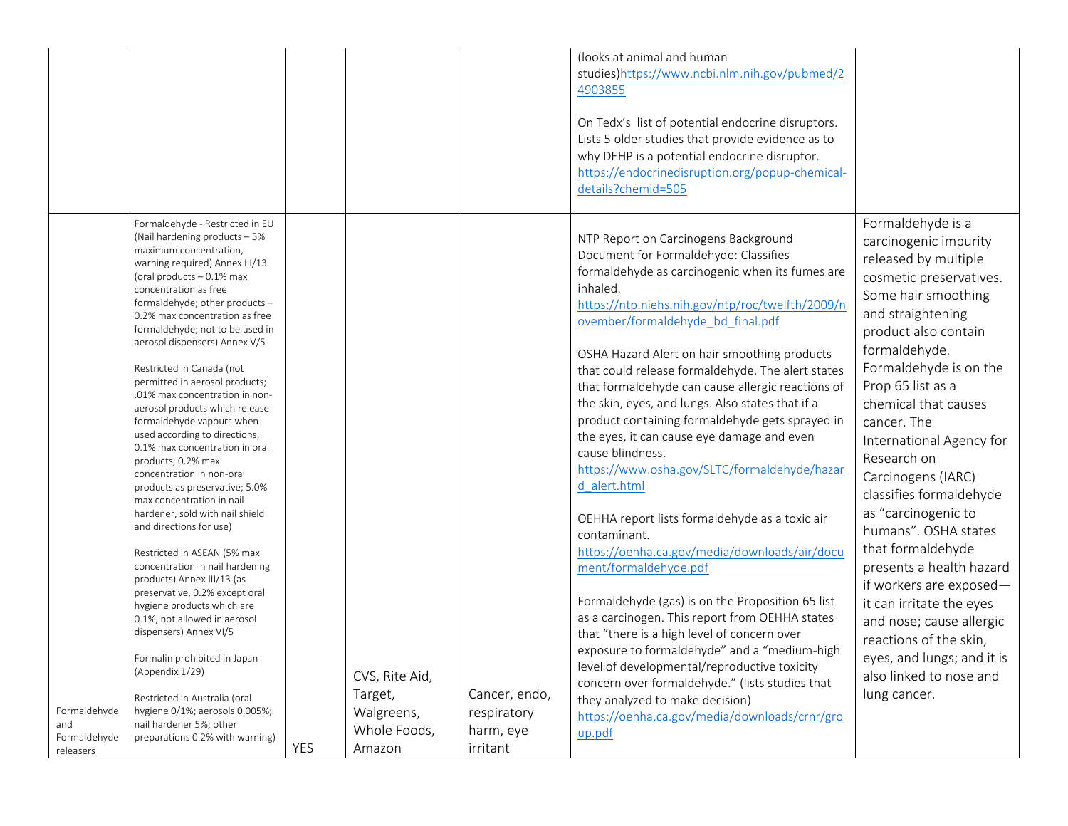|  |  |  |  |  |  |  |
|---|---|---|---|---|---|---|
|  |  |  |  |  | (looks at animal and human studies)https://www.ncbi.nlm.nih.gov/pubmed/24903855<br><br>On Tedx's list of potential endocrine disruptors. Lists 5 older studies that provide evidence as to why DEHP is a potential endocrine disruptor. https://endocrinedisruption.org/popup-chemical-details?chemid=505 |  |
| Formaldehyde and Formaldehyde releasers | Formaldehyde - Restricted in EU (Nail hardening products – 5% maximum concentration, warning required) Annex III/13 (oral products – 0.1% max concentration as free formaldehyde; other products – 0.2% max concentration as free formaldehyde; not to be used in aerosol dispensers) Annex V/5<br><br>Restricted in Canada (not permitted in aerosol products; .01% max concentration in non-aerosol products which release formaldehyde vapours when used according to directions; 0.1% max concentration in oral products; 0.2% max concentration in non-oral products as preservative; 5.0% max concentration in nail hardener, sold with nail shield and directions for use)<br><br>Restricted in ASEAN (5% max concentration in nail hardening products) Annex III/13 (as preservative, 0.2% except oral hygiene products which are 0.1%, not allowed in aerosol dispensers) Annex VI/5<br><br>Formalin prohibited in Japan (Appendix 1/29)<br><br>Restricted in Australia (oral hygiene 0/1%; aerosols 0.005%; nail hardener 5%; other preparations 0.2% with warning) | YES | CVS, Rite Aid, Target, Walgreens, Whole Foods, Amazon | Cancer, endo, respiratory harm, eye irritant | NTP Report on Carcinogens Background Document for Formaldehyde: Classifies formaldehyde as carcinogenic when its fumes are inhaled. https://ntp.niehs.nih.gov/ntp/roc/twelfth/2009/november/formaldehyde_bd_final.pdf<br><br>OSHA Hazard Alert on hair smoothing products that could release formaldehyde. The alert states that formaldehyde can cause allergic reactions of the skin, eyes, and lungs. Also states that if a product containing formaldehyde gets sprayed in the eyes, it can cause eye damage and even cause blindness. https://www.osha.gov/SLTC/formaldehyde/hazard_alert.html<br><br>OEHHA report lists formaldehyde as a toxic air contaminant. https://oehha.ca.gov/media/downloads/air/document/formaldehyde.pdf<br><br>Formaldehyde (gas) is on the Proposition 65 list as a carcinogen. This report from OEHHA states that "there is a high level of concern over exposure to formaldehyde" and a "medium-high level of developmental/reproductive toxicity concern over formaldehyde." (lists studies that they analyzed to make decision) https://oehha.ca.gov/media/downloads/crnr/group.pdf | Formaldehyde is a carcinogenic impurity released by multiple cosmetic preservatives. Some hair smoothing and straightening product also contain formaldehyde. Formaldehyde is on the Prop 65 list as a chemical that causes cancer. The International Agency for Research on Carcinogens (IARC) classifies formaldehyde as "carcinogenic to humans". OSHA states that formaldehyde presents a health hazard if workers are exposed—it can irritate the eyes and nose; cause allergic reactions of the skin, eyes, and lungs; and it is also linked to nose and lung cancer. |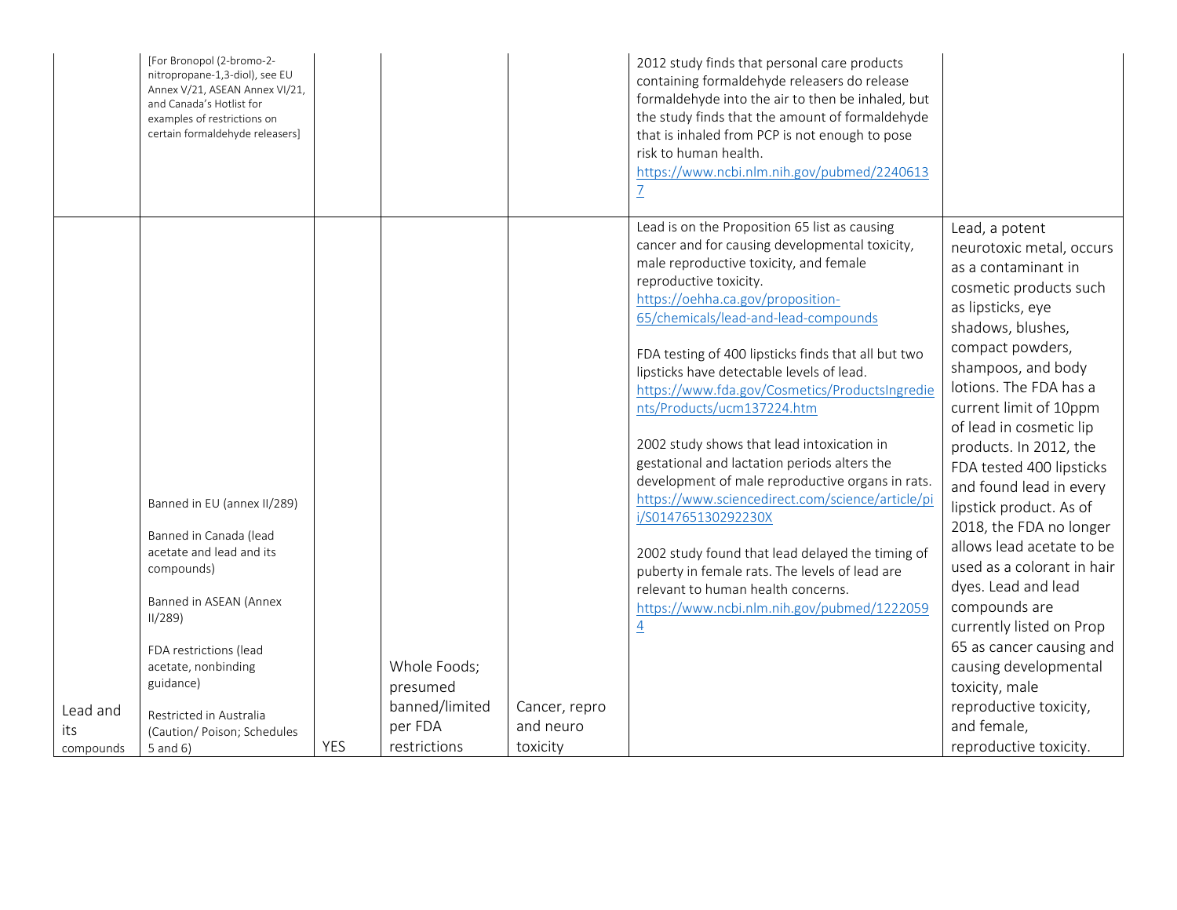| | | | | | | |
|---|---|---|---|---|---|---|
| | [For Bronopol (2-bromo-2-nitropropane-1,3-diol), see EU Annex V/21, ASEAN Annex VI/21, and Canada's Hotlist for examples of restrictions on certain formaldehyde releasers] | | | | 2012 study finds that personal care products containing formaldehyde releasers do release formaldehyde into the air to then be inhaled, but the study finds that the amount of formaldehyde that is inhaled from PCP is not enough to pose risk to human health. https://www.ncbi.nlm.nih.gov/pubmed/22406137 | |
| Lead and its compounds | Banned in EU (annex II/289)<br><br>Banned in Canada (lead acetate and lead and its compounds)<br><br>Banned in ASEAN (Annex II/289)<br><br>FDA restrictions (lead acetate, nonbinding guidance)<br><br>Restricted in Australia (Caution/ Poison; Schedules 5 and 6) | YES | Whole Foods; presumed banned/limited per FDA restrictions | Cancer, repro and neuro toxicity | Lead is on the Proposition 65 list as causing cancer and for causing developmental toxicity, male reproductive toxicity, and female reproductive toxicity. https://oehha.ca.gov/proposition-65/chemicals/lead-and-lead-compounds<br><br>FDA testing of 400 lipsticks finds that all but two lipsticks have detectable levels of lead. https://www.fda.gov/Cosmetics/ProductsIngredients/Products/ucm137224.htm<br><br>2002 study shows that lead intoxication in gestational and lactation periods alters the development of male reproductive organs in rats. https://www.sciencedirect.com/science/article/pii/S014765130292230X<br><br>2002 study found that lead delayed the timing of puberty in female rats. The levels of lead are relevant to human health concerns. https://www.ncbi.nlm.nih.gov/pubmed/12220594 | Lead, a potent neurotoxic metal, occurs as a contaminant in cosmetic products such as lipsticks, eye shadows, blushes, compact powders, shampoos, and body lotions. The FDA has a current limit of 10ppm of lead in cosmetic lip products. In 2012, the FDA tested 400 lipsticks and found lead in every lipstick product. As of 2018, the FDA no longer allows lead acetate to be used as a colorant in hair dyes. Lead and lead compounds are currently listed on Prop 65 as cancer causing and causing developmental toxicity, male reproductive toxicity, and female, reproductive toxicity. |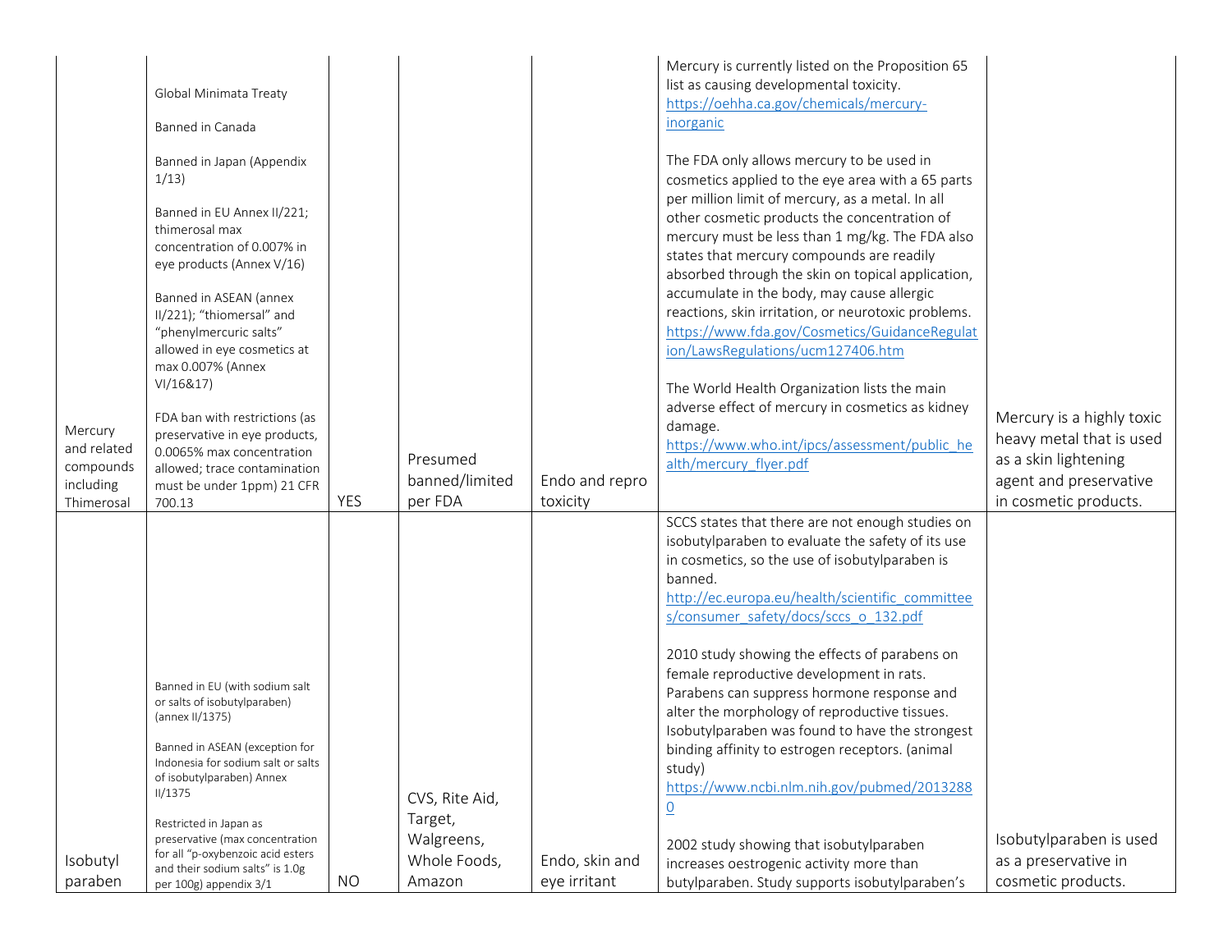| | | | | | | |
|---|---|---|---|---|---|---|
| Mercury and related compounds including Thimerosal | Global Minimata Treaty<br><br>Banned in Canada<br><br>Banned in Japan (Appendix 1/13)<br><br>Banned in EU Annex II/221; thimerosal max concentration of 0.007% in eye products (Annex V/16)<br><br>Banned in ASEAN (annex II/221); "thiomersal" and "phenylmercuric salts" allowed in eye cosmetics at max 0.007% (Annex VI/16&17)<br><br>FDA ban with restrictions (as preservative in eye products, 0.0065% max concentration allowed; trace contamination must be under 1ppm) 21 CFR 700.13 | YES | Presumed banned/limited per FDA | Endo and repro toxicity | Mercury is currently listed on the Proposition 65 list as causing developmental toxicity. https://oehha.ca.gov/chemicals/mercury-inorganic<br><br>The FDA only allows mercury to be used in cosmetics applied to the eye area with a 65 parts per million limit of mercury, as a metal. In all other cosmetic products the concentration of mercury must be less than 1 mg/kg. The FDA also states that mercury compounds are readily absorbed through the skin on topical application, accumulate in the body, may cause allergic reactions, skin irritation, or neurotoxic problems. https://www.fda.gov/Cosmetics/GuidanceRegulation/LawsRegulations/ucm127406.htm<br><br>The World Health Organization lists the main adverse effect of mercury in cosmetics as kidney damage. https://www.who.int/ipcs/assessment/public_health/mercury_flyer.pdf | Mercury is a highly toxic heavy metal that is used as a skin lightening agent and preservative in cosmetic products. |
| Isobutyl paraben | Banned in EU (with sodium salt or salts of isobutylparaben) (annex II/1375)<br><br>Banned in ASEAN (exception for Indonesia for sodium salt or salts of isobutylparaben) Annex II/1375<br><br>Restricted in Japan as preservative (max concentration for all "p-oxybenzoic acid esters and their sodium salts" is 1.0g per 100g) appendix 3/1 | NO | CVS, Rite Aid, Target, Walgreens, Whole Foods, Amazon | Endo, skin and eye irritant | SCCS states that there are not enough studies on isobutylparaben to evaluate the safety of its use in cosmetics, so the use of isobutylparaben is banned. http://ec.europa.eu/health/scientific_committees/consumer_safety/docs/sccs_o_132.pdf<br><br>2010 study showing the effects of parabens on female reproductive development in rats. Parabens can suppress hormone response and alter the morphology of reproductive tissues. Isobutylparaben was found to have the strongest binding affinity to estrogen receptors. (animal study) https://www.ncbi.nlm.nih.gov/pubmed/20132880<br><br>2002 study showing that isobutylparaben increases oestrogenic activity more than butylparaben. Study supports isobutylparaben's | Isobutylparaben is used as a preservative in cosmetic products. |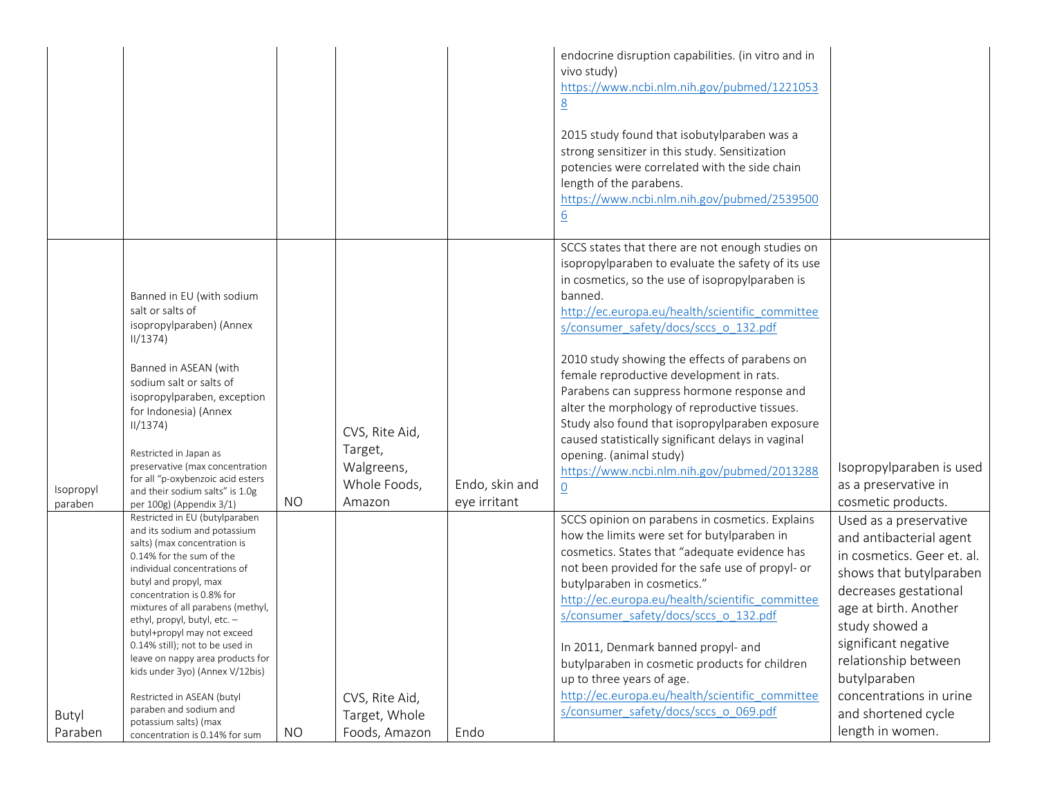| | | | | | | |
|---|---|---|---|---|---|---|
| | | | | | endocrine disruption capabilities. (in vitro and in vivo study) https://www.ncbi.nlm.nih.gov/pubmed/12210538<br><br>2015 study found that isobutylparaben was a strong sensitizer in this study. Sensitization potencies were correlated with the side chain length of the parabens. https://www.ncbi.nlm.nih.gov/pubmed/25395006 | |
| Isopropyl paraben | Banned in EU (with sodium salt or salts of isopropylparaben) (Annex II/1374)<br><br>Banned in ASEAN (with sodium salt or salts of isopropylparaben, exception for Indonesia) (Annex II/1374)<br><br>Restricted in Japan as preservative (max concentration for all "p-oxybenzoic acid esters and their sodium salts" is 1.0g per 100g) (Appendix 3/1) | NO | CVS, Rite Aid, Target, Walgreens, Whole Foods, Amazon | Endo, skin and eye irritant | SCCS states that there are not enough studies on isopropylparaben to evaluate the safety of its use in cosmetics, so the use of isopropylparaben is banned. http://ec.europa.eu/health/scientific_committees/consumer_safety/docs/sccs_o_132.pdf<br><br>2010 study showing the effects of parabens on female reproductive development in rats. Parabens can suppress hormone response and alter the morphology of reproductive tissues. Study also found that isopropylparaben exposure caused statistically significant delays in vaginal opening. (animal study) https://www.ncbi.nlm.nih.gov/pubmed/20132880 | Isopropylparaben is used as a preservative in cosmetic products. |
| Butyl Paraben | Restricted in EU (butylparaben and its sodium and potassium salts) (max concentration is 0.14% for the sum of the individual concentrations of butyl and propyl, max concentration is 0.8% for mixtures of all parabens (methyl, ethyl, propyl, butyl, etc. – butyl+propyl may not exceed 0.14% still); not to be used in leave on nappy area products for kids under 3yo) (Annex V/12bis)<br><br>Restricted in ASEAN (butyl paraben and sodium and potassium salts) (max concentration is 0.14% for sum | NO | CVS, Rite Aid, Target, Whole Foods, Amazon | Endo | SCCS opinion on parabens in cosmetics. Explains how the limits were set for butylparaben in cosmetics. States that "adequate evidence has not been provided for the safe use of propyl- or butylparaben in cosmetics." http://ec.europa.eu/health/scientific_committees/consumer_safety/docs/sccs_o_132.pdf<br><br>In 2011, Denmark banned propyl- and butylparaben in cosmetic products for children up to three years of age. http://ec.europa.eu/health/scientific_committees/consumer_safety/docs/sccs_o_069.pdf | Used as a preservative and antibacterial agent in cosmetics. Geer et. al. shows that butylparaben decreases gestational age at birth. Another study showed a significant negative relationship between butylparaben concentrations in urine and shortened cycle length in women. |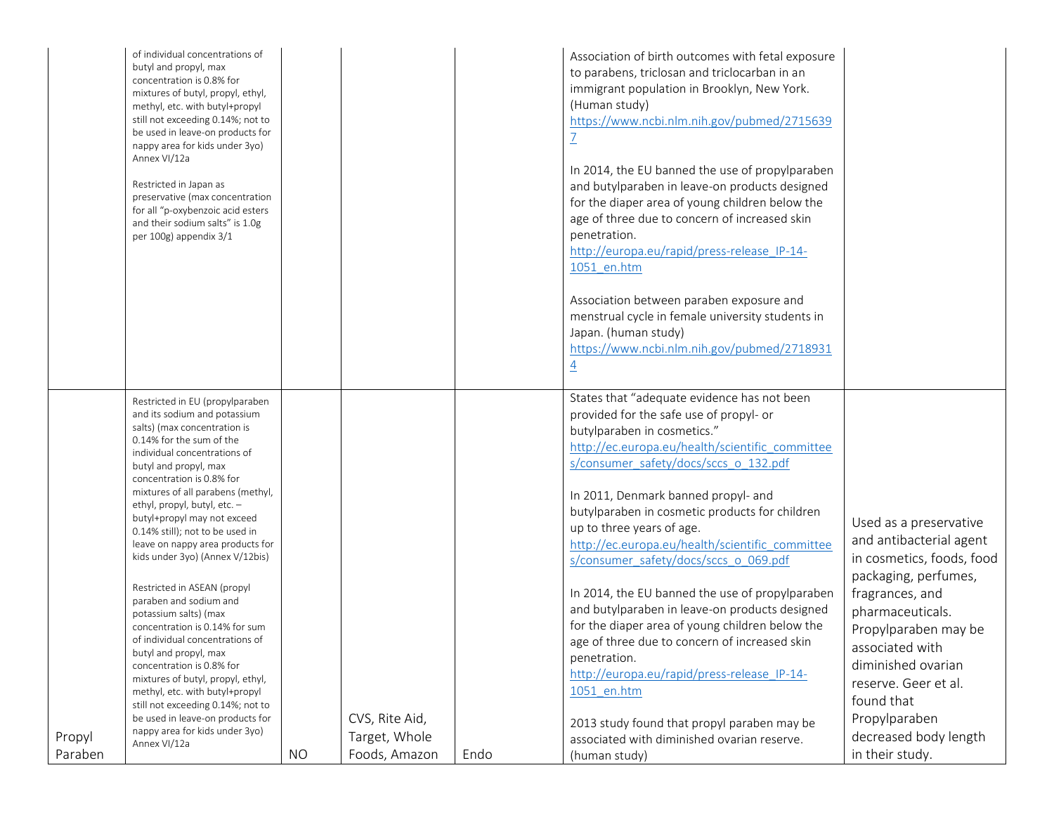| | | | | | | |
|---|---|---|---|---|---|---|
| | of individual concentrations of butyl and propyl, max concentration is 0.8% for mixtures of butyl, propyl, ethyl, methyl, etc. with butyl+propyl still not exceeding 0.14%; not to be used in leave-on products for nappy area for kids under 3yo) Annex VI/12a<br><br>Restricted in Japan as preservative (max concentration for all "p-oxybenzoic acid esters and their sodium salts" is 1.0g per 100g) appendix 3/1 | | | | Association of birth outcomes with fetal exposure to parabens, triclosan and triclocarban in an immigrant population in Brooklyn, New York. (Human study) https://www.ncbi.nlm.nih.gov/pubmed/27156397<br><br>In 2014, the EU banned the use of propylparaben and butylparaben in leave-on products designed for the diaper area of young children below the age of three due to concern of increased skin penetration. http://europa.eu/rapid/press-release_IP-14-1051_en.htm<br><br>Association between paraben exposure and menstrual cycle in female university students in Japan. (human study) https://www.ncbi.nlm.nih.gov/pubmed/27189314 | |
| Propyl Paraben | Restricted in EU (propylparaben and its sodium and potassium salts) (max concentration is 0.14% for the sum of the individual concentrations of butyl and propyl, max concentration is 0.8% for mixtures of all parabens (methyl, ethyl, propyl, butyl, etc. – butyl+propyl may not exceed 0.14% still); not to be used in leave on nappy area products for kids under 3yo) (Annex V/12bis)<br><br>Restricted in ASEAN (propyl paraben and sodium and potassium salts) (max concentration is 0.14% for sum of individual concentrations of butyl and propyl, max concentration is 0.8% for mixtures of butyl, propyl, ethyl, methyl, etc. with butyl+propyl still not exceeding 0.14%; not to be used in leave-on products for nappy area for kids under 3yo) Annex VI/12a | NO | CVS, Rite Aid, Target, Whole Foods, Amazon | Endo | States that "adequate evidence has not been provided for the safe use of propyl- or butylparaben in cosmetics." http://ec.europa.eu/health/scientific_committees/consumer_safety/docs/sccs_o_132.pdf<br><br>In 2011, Denmark banned propyl- and butylparaben in cosmetic products for children up to three years of age. http://ec.europa.eu/health/scientific_committees/consumer_safety/docs/sccs_o_069.pdf<br><br>In 2014, the EU banned the use of propylparaben and butylparaben in leave-on products designed for the diaper area of young children below the age of three due to concern of increased skin penetration. http://europa.eu/rapid/press-release_IP-14-1051_en.htm<br><br>2013 study found that propyl paraben may be associated with diminished ovarian reserve. (human study) | Used as a preservative and antibacterial agent in cosmetics, foods, food packaging, perfumes, fragrances, and pharmaceuticals. Propylparaben may be associated with diminished ovarian reserve. Geer et al. found that Propylparaben decreased body length in their study. |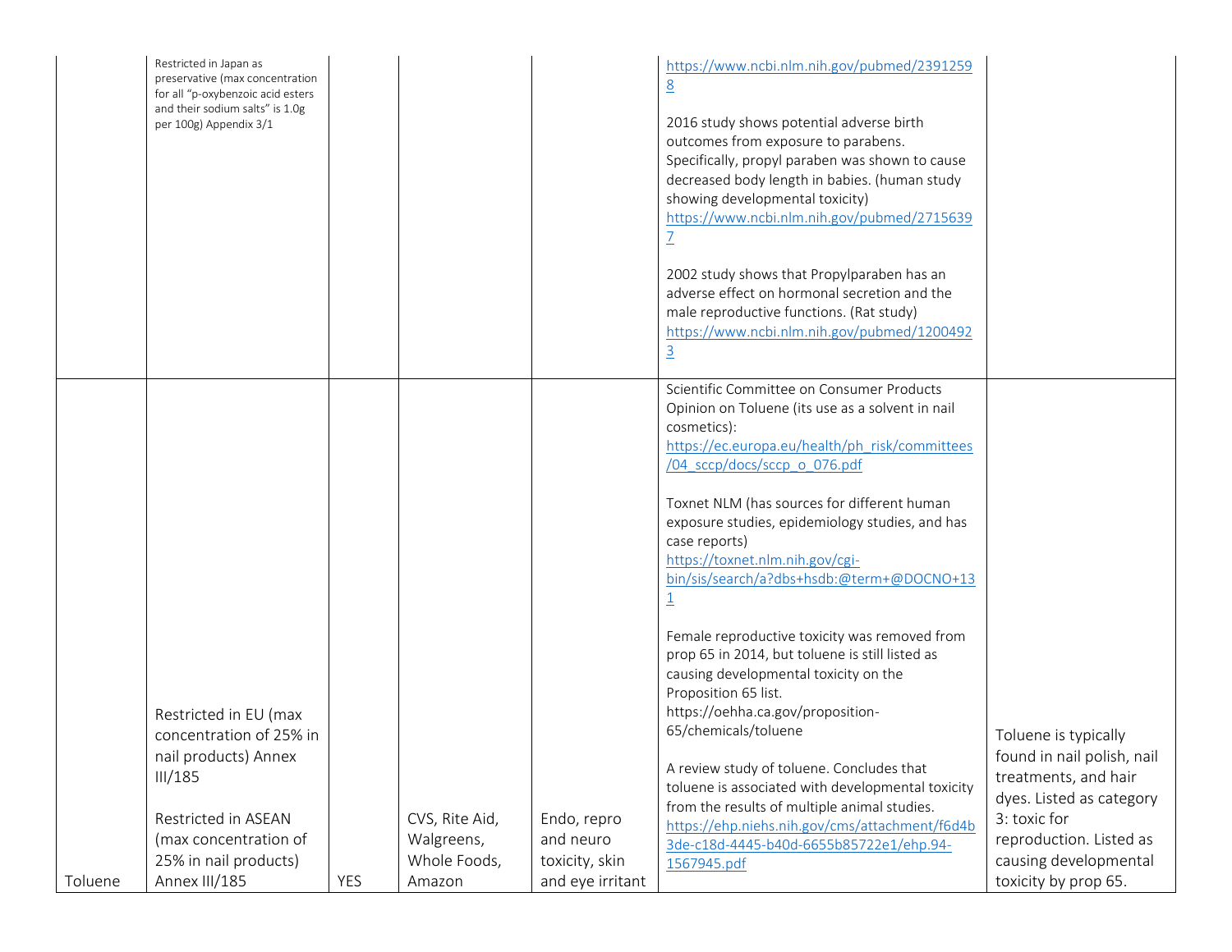| | | | | | | |
|---|---|---|---|---|---|---|
| | Restricted in Japan as preservative (max concentration for all "p-oxybenzoic acid esters and their sodium salts" is 1.0g per 100g) Appendix 3/1 | | | | https://www.ncbi.nlm.nih.gov/pubmed/23912598<br><br>2016 study shows potential adverse birth outcomes from exposure to parabens. Specifically, propyl paraben was shown to cause decreased body length in babies. (human study showing developmental toxicity) https://www.ncbi.nlm.nih.gov/pubmed/27156397<br><br>2002 study shows that Propylparaben has an adverse effect on hormonal secretion and the male reproductive functions. (Rat study) https://www.ncbi.nlm.nih.gov/pubmed/12004923 | |
| Toluene | Restricted in EU (max concentration of 25% in nail products) Annex III/185<br><br>Restricted in ASEAN (max concentration of 25% in nail products) Annex III/185 | YES | CVS, Rite Aid, Walgreens, Whole Foods, Amazon | Endo, repro and neuro toxicity, skin and eye irritant | Scientific Committee on Consumer Products Opinion on Toluene (its use as a solvent in nail cosmetics): https://ec.europa.eu/health/ph_risk/committees/04_sccp/docs/sccp_o_076.pdf<br><br>Toxnet NLM (has sources for different human exposure studies, epidemiology studies, and has case reports) https://toxnet.nlm.nih.gov/cgi-bin/sis/search/a?dbs+hsdb:@term+@DOCNO+131<br><br>Female reproductive toxicity was removed from prop 65 in 2014, but toluene is still listed as causing developmental toxicity on the Proposition 65 list. https://oehha.ca.gov/proposition-65/chemicals/toluene<br><br>A review study of toluene. Concludes that toluene is associated with developmental toxicity from the results of multiple animal studies. https://ehp.niehs.nih.gov/cms/attachment/f6d4b3de-c18d-4445-b40d-6655b85722e1/ehp.94-1567945.pdf | Toluene is typically found in nail polish, nail treatments, and hair dyes. Listed as category 3: toxic for reproduction. Listed as causing developmental toxicity by prop 65. |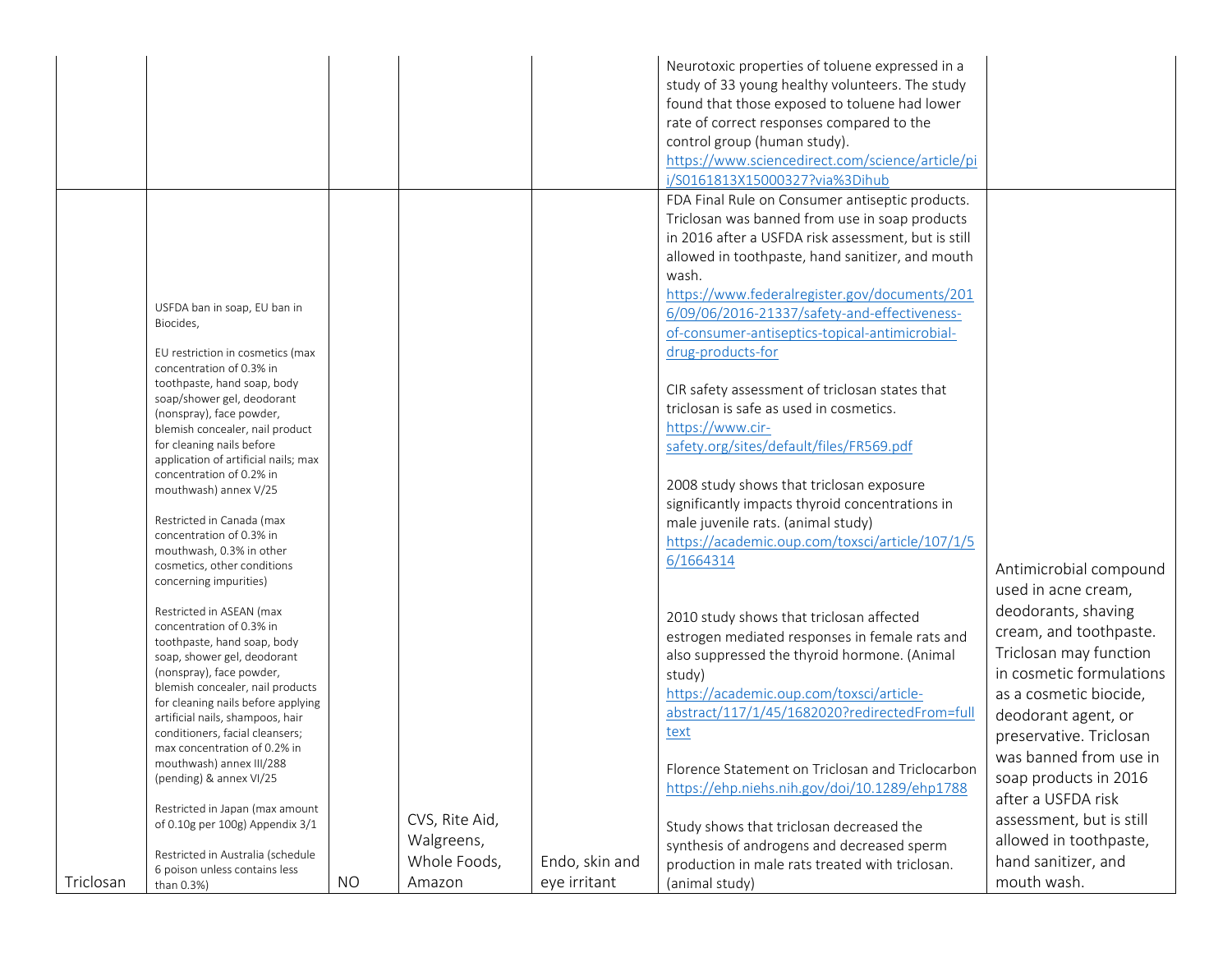|  |  |  |  |  |  |  |
|---|---|---|---|---|---|---|
|  |  |  |  |  | Neurotoxic properties of toluene expressed in a study of 33 young healthy volunteers. The study found that those exposed to toluene had lower rate of correct responses compared to the control group (human study). https://www.sciencedirect.com/science/article/pii/S0161813X15000327?via%3Dihub |  |
| Triclosan | USFDA ban in soap, EU ban in Biocides,<br><br>EU restriction in cosmetics (max concentration of 0.3% in toothpaste, hand soap, body soap/shower gel, deodorant (nonspray), face powder, blemish concealer, nail product for cleaning nails before application of artificial nails; max concentration of 0.2% in mouthwash) annex V/25<br><br>Restricted in Canada (max concentration of 0.3% in mouthwash, 0.3% in other cosmetics, other conditions concerning impurities)<br><br>Restricted in ASEAN (max concentration of 0.3% in toothpaste, hand soap, body soap, shower gel, deodorant (nonspray), face powder, blemish concealer, nail products for cleaning nails before applying artificial nails, shampoos, hair conditioners, facial cleansers; max concentration of 0.2% in mouthwash) annex III/288 (pending) & annex VI/25<br><br>Restricted in Japan (max amount of 0.10g per 100g) Appendix 3/1<br><br>Restricted in Australia (schedule 6 poison unless contains less than 0.3%) | NO | CVS, Rite Aid, Walgreens, Whole Foods, Amazon | Endo, skin and eye irritant | FDA Final Rule on Consumer antiseptic products. Triclosan was banned from use in soap products in 2016 after a USFDA risk assessment, but is still allowed in toothpaste, hand sanitizer, and mouth wash. https://www.federalregister.gov/documents/2016/09/06/2016-21337/safety-and-effectiveness-of-consumer-antiseptics-topical-antimicrobial-drug-products-for<br><br>CIR safety assessment of triclosan states that triclosan is safe as used in cosmetics. https://www.cir-safety.org/sites/default/files/FR569.pdf<br><br>2008 study shows that triclosan exposure significantly impacts thyroid concentrations in male juvenile rats. (animal study) https://academic.oup.com/toxsci/article/107/1/56/1664314<br><br>2010 study shows that triclosan affected estrogen mediated responses in female rats and also suppressed the thyroid hormone. (Animal study) https://academic.oup.com/toxsci/article-abstract/117/1/45/1682020?redirectedFrom=fulltext<br><br>Florence Statement on Triclosan and Triclocarbon https://ehp.niehs.nih.gov/doi/10.1289/ehp1788<br><br>Study shows that triclosan decreased the synthesis of androgens and decreased sperm production in male rats treated with triclosan. (animal study) | Antimicrobial compound used in acne cream, deodorants, shaving cream, and toothpaste. Triclosan may function in cosmetic formulations as a cosmetic biocide, deodorant agent, or preservative. Triclosan was banned from use in soap products in 2016 after a USFDA risk assessment, but is still allowed in toothpaste, hand sanitizer, and mouth wash. |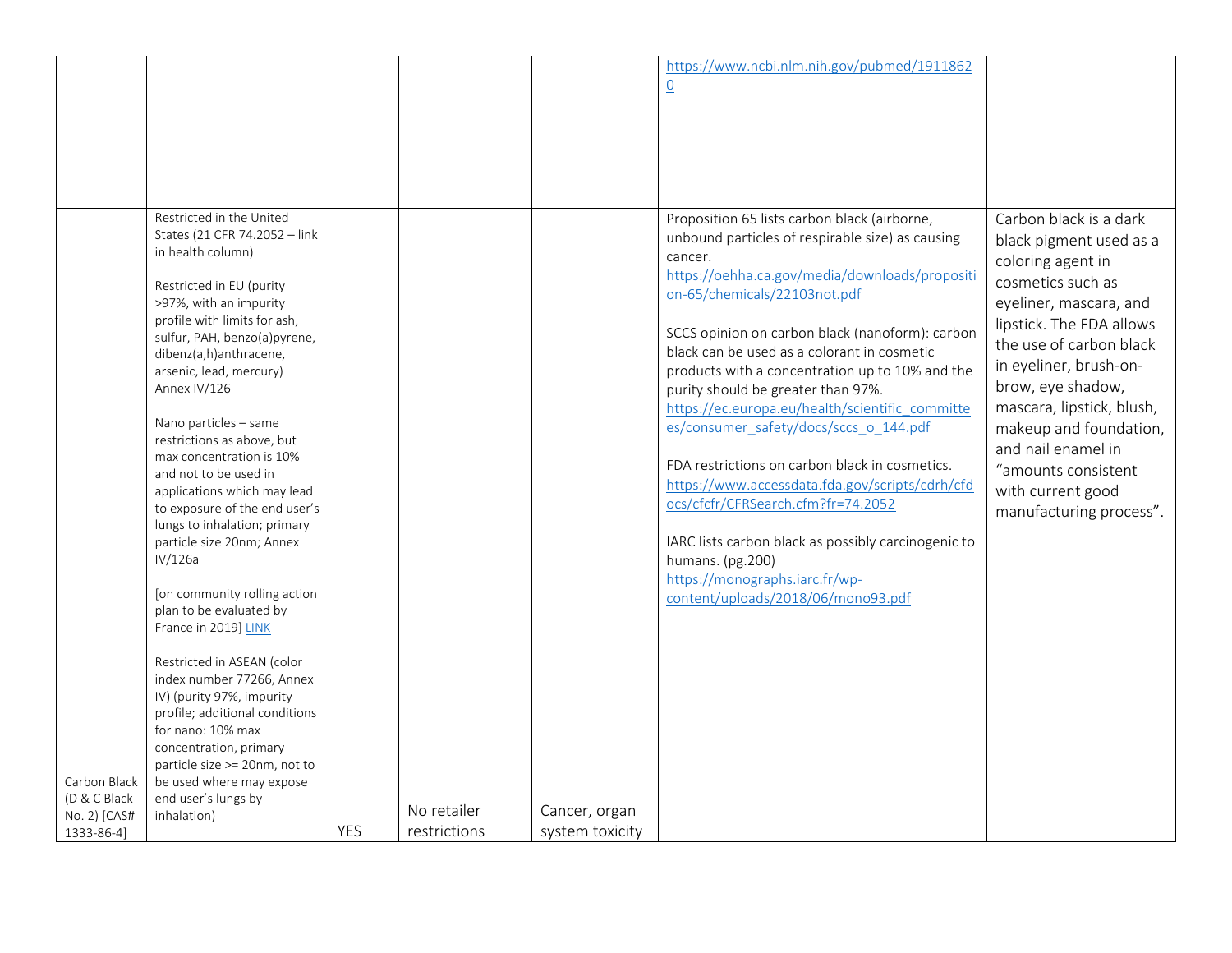| | | | | | | |
|---|---|---|---|---|---|---|
| | | | | | https://www.ncbi.nlm.nih.gov/pubmed/19118620 | |
| Carbon Black (D & C Black No. 2) [CAS# 1333-86-4] | Restricted in the United States (21 CFR 74.2052 – link in health column)<br><br>Restricted in EU (purity >97%, with an impurity profile with limits for ash, sulfur, PAH, benzo(a)pyrene, dibenz(a,h)anthracene, arsenic, lead, mercury) Annex IV/126<br><br>Nano particles – same restrictions as above, but max concentration is 10% and not to be used in applications which may lead to exposure of the end user's lungs to inhalation; primary particle size 20nm; Annex IV/126a<br><br>[on community rolling action plan to be evaluated by France in 2019] LINK<br><br>Restricted in ASEAN (color index number 77266, Annex IV) (purity 97%, impurity profile; additional conditions for nano: 10% max concentration, primary particle size >= 20nm, not to be used where may expose end user's lungs by inhalation) | YES | No retailer restrictions | Cancer, organ system toxicity | Proposition 65 lists carbon black (airborne, unbound particles of respirable size) as causing cancer.<br>https://oehha.ca.gov/media/downloads/proposition-65/chemicals/22103not.pdf<br><br>SCCS opinion on carbon black (nanoform): carbon black can be used as a colorant in cosmetic products with a concentration up to 10% and the purity should be greater than 97%.<br>https://ec.europa.eu/health/scientific_committees/consumer_safety/docs/sccs_o_144.pdf<br><br>FDA restrictions on carbon black in cosmetics.<br>https://www.accessdata.fda.gov/scripts/cdrh/cfdocs/cfcfr/CFRSearch.cfm?fr=74.2052<br><br>IARC lists carbon black as possibly carcinogenic to humans. (pg.200)<br>https://monographs.iarc.fr/wp-content/uploads/2018/06/mono93.pdf | Carbon black is a dark black pigment used as a coloring agent in cosmetics such as eyeliner, mascara, and lipstick. The FDA allows the use of carbon black in eyeliner, brush-on-brow, eye shadow, mascara, lipstick, blush, makeup and foundation, and nail enamel in "amounts consistent with current good manufacturing process". |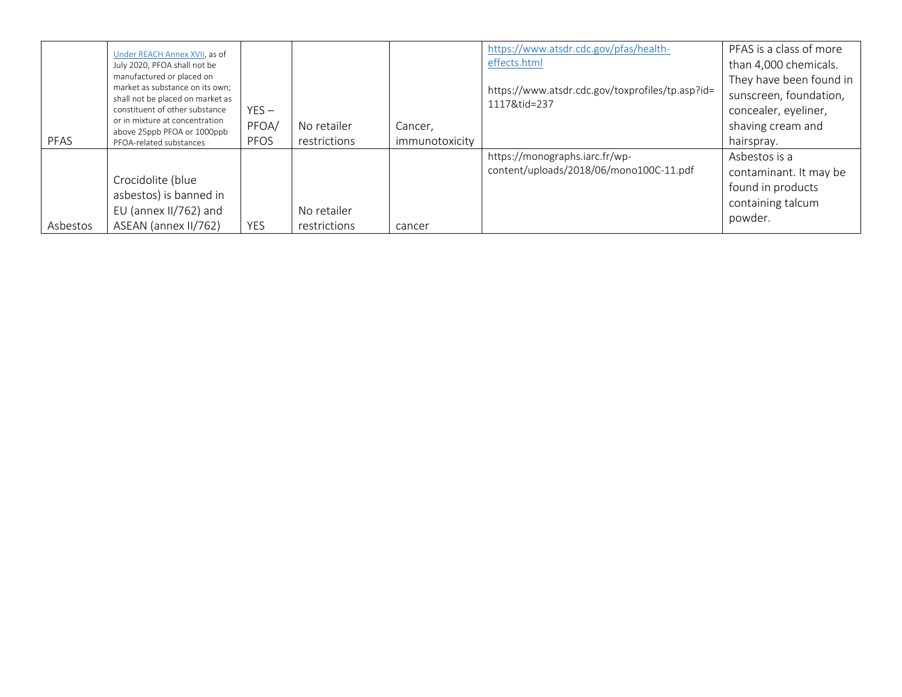| | | | | | | |
|---|---|---|---|---|---|---|
| PFAS | Under REACH Annex XVII, as of July 2020, PFOA shall not be manufactured or placed on market as substance on its own; shall not be placed on market as constituent of other substance or in mixture at concentration above 25ppb PFOA or 1000ppb PFOA-related substances | YES – PFOA/ PFOS | No retailer restrictions | Cancer, immunotoxicity | https://www.atsdr.cdc.gov/pfas/health-effects.html<br><br>https://www.atsdr.cdc.gov/toxprofiles/tp.asp?id=1117&tid=237 | PFAS is a class of more than 4,000 chemicals. They have been found in sunscreen, foundation, concealer, eyeliner, shaving cream and hairspray. |
| Asbestos | Crocidolite (blue asbestos) is banned in EU (annex II/762) and ASEAN (annex II/762) | YES | No retailer restrictions | cancer | https://monographs.iarc.fr/wp-content/uploads/2018/06/mono100C-11.pdf | Asbestos is a contaminant. It may be found in products containing talcum powder. |